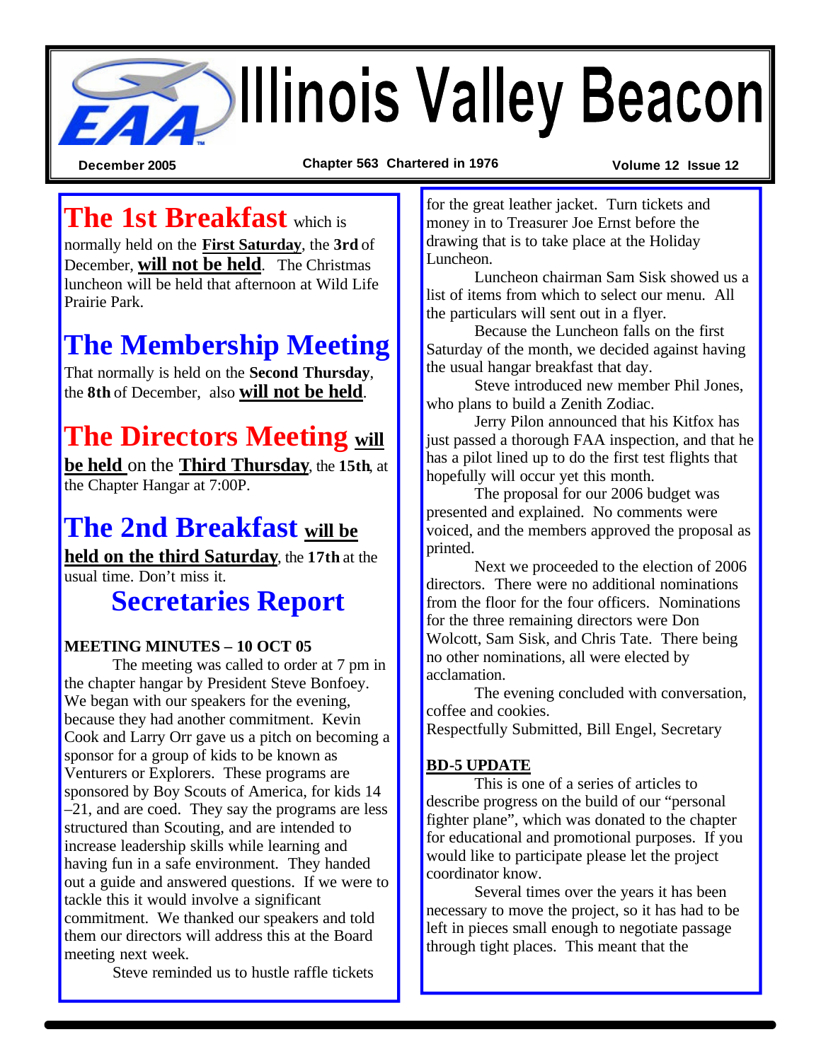# Illinois Valley Beacon

**December 2005** — **Chapter 563 Chartered in 1976** — **Volume 12 Issue 12**

## The 1st Breakfast

which is normally held on the **First Saturday**, the **3rd** of December, **will not be held**. The Christmas luncheon will be held that afternoon at Wild Life Prairie Park.

## The Membership Meeting

That normally is held on the **Second Thursday**, the **8th** of December, also **will not be held**.

## The Directors Meeting

**will be held** on the **Third Thursday**, the **15th**, at the Chapter Hangar at 7:00P.

## The 2nd Breakfast

**will be held on the third Saturday**, the **17th** at the usual time. Don't miss it.

## Secretaries Report

**MEETING MINUTES – 10 OCT 05**

The meeting was called to order at 7 pm in the chapter hangar by President Steve Bonfoey. We began with our speakers for the evening, because they had another commitment. Kevin Cook and Larry Orr gave us a pitch on becoming a sponsor for a group of kids to be known as Venturers or Explorers. These programs are sponsored by Boy Scouts of America, for kids 14 –21, and are coed. They say the programs are less structured than Scouting, and are intended to increase leadership skills while learning and having fun in a safe environment. They handed out a guide and answered questions. If we were to tackle this it would involve a significant commitment. We thanked our speakers and told them our directors will address this at the Board meeting next week.

Steve reminded us to hustle raffle tickets for the great leather jacket. Turn tickets and money in to Treasurer Joe Ernst before the drawing that is to take place at the Holiday Luncheon.

Luncheon chairman Sam Sisk showed us a list of items from which to select our menu. All the particulars will sent out in a flyer.

Because the Luncheon falls on the first Saturday of the month, we decided against having the usual hangar breakfast that day.

Steve introduced new member Phil Jones, who plans to build a Zenith Zodiac.

Jerry Pilon announced that his Kitfox has just passed a thorough FAA inspection, and that he has a pilot lined up to do the first test flights that hopefully will occur yet this month.

The proposal for our 2006 budget was presented and explained. No comments were voiced, and the members approved the proposal as printed.

Next we proceeded to the election of 2006 directors. There were no additional nominations from the floor for the four officers. Nominations for the three remaining directors were Don Wolcott, Sam Sisk, and Chris Tate. There being no other nominations, all were elected by acclamation.

The evening concluded with conversation, coffee and cookies.

Respectfully Submitted, Bill Engel, Secretary

**BD-5 UPDATE**

This is one of a series of articles to describe progress on the build of our "personal fighter plane", which was donated to the chapter for educational and promotional purposes. If you would like to participate please let the project coordinator know.

Several times over the years it has been necessary to move the project, so it has had to be left in pieces small enough to negotiate passage through tight places. This meant that the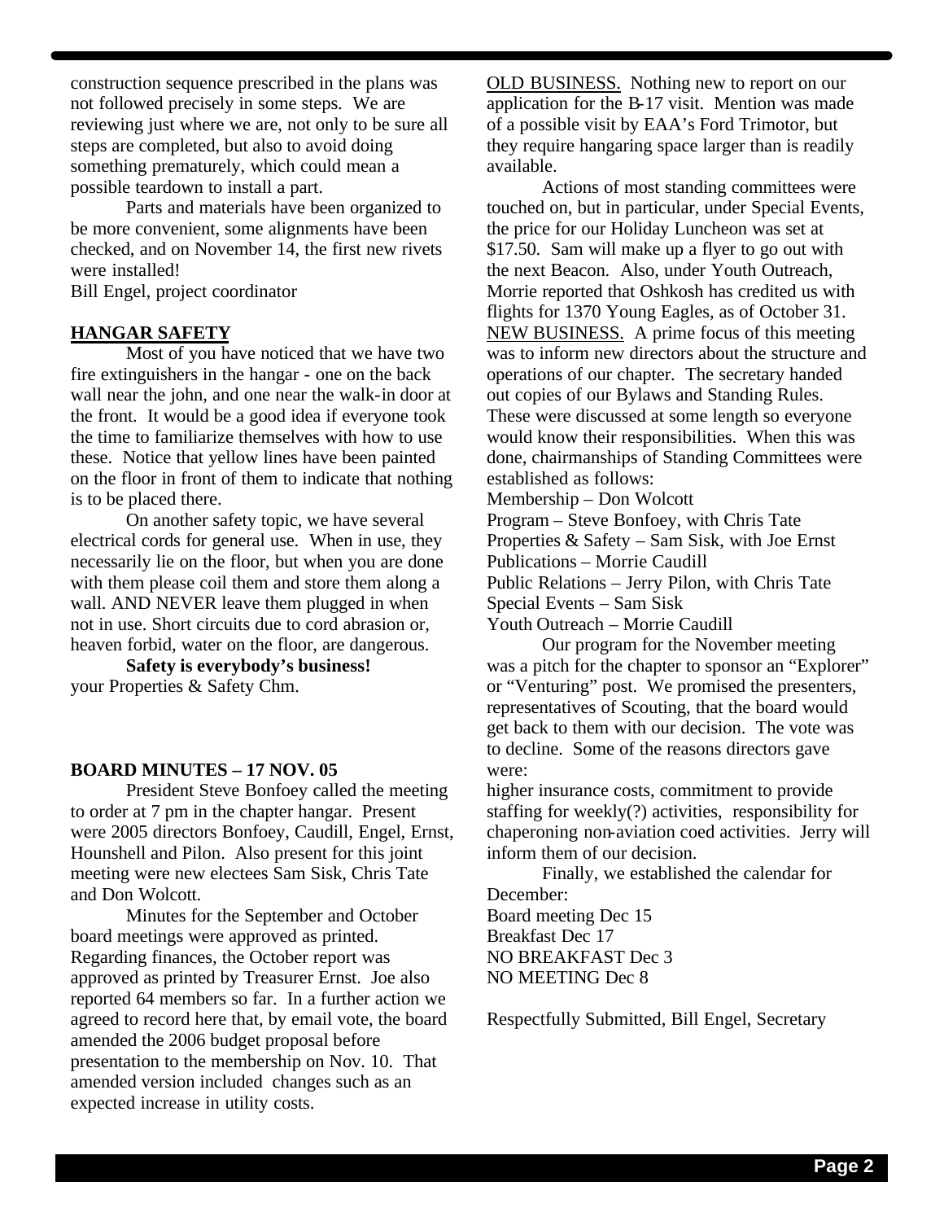construction sequence prescribed in the plans was not followed precisely in some steps. We are reviewing just where we are, not only to be sure all steps are completed, but also to avoid doing something prematurely, which could mean a possible teardown to install a part.

Parts and materials have been organized to be more convenient, some alignments have been checked, and on November 14, the first new rivets were installed!

Bill Engel, project coordinator

## HANGAR SAFETY

Most of you have noticed that we have two fire extinguishers in the hangar - one on the back wall near the john, and one near the walk-in door at the front. It would be a good idea if everyone took the time to familiarize themselves with how to use these. Notice that yellow lines have been painted on the floor in front of them to indicate that nothing is to be placed there.

On another safety topic, we have several electrical cords for general use. When in use, they necessarily lie on the floor, but when you are done with them please coil them and store them along a wall. AND NEVER leave them plugged in when not in use. Short circuits due to cord abrasion or, heaven forbid, water on the floor, are dangerous.

**Safety is everybody's business!**

your Properties & Safety Chm.

## BOARD MINUTES – 17 NOV. 05

President Steve Bonfoey called the meeting to order at 7 pm in the chapter hangar. Present were 2005 directors Bonfoey, Caudill, Engel, Ernst, Hounshell and Pilon. Also present for this joint meeting were new electees Sam Sisk, Chris Tate and Don Wolcott.

Minutes for the September and October board meetings were approved as printed. Regarding finances, the October report was approved as printed by Treasurer Ernst. Joe also reported 64 members so far. In a further action we agreed to record here that, by email vote, the board amended the 2006 budget proposal before presentation to the membership on Nov. 10. That amended version included changes such as an expected increase in utility costs.

OLD BUSINESS. Nothing new to report on our application for the B-17 visit. Mention was made of a possible visit by EAA's Ford Trimotor, but they require hangaring space larger than is readily available.

Actions of most standing committees were touched on, but in particular, under Special Events, the price for our Holiday Luncheon was set at $17.50. Sam will make up a flyer to go out with the next Beacon. Also, under Youth Outreach, Morrie reported that Oshkosh has credited us with flights for 1370 Young Eagles, as of October 31.

NEW BUSINESS. A prime focus of this meeting was to inform new directors about the structure and operations of our chapter. The secretary handed out copies of our Bylaws and Standing Rules. These were discussed at some length so everyone would know their responsibilities. When this was done, chairmanships of Standing Committees were established as follows:

Membership – Don Wolcott
Program – Steve Bonfoey, with Chris Tate
Properties & Safety – Sam Sisk, with Joe Ernst
Publications – Morrie Caudill
Public Relations – Jerry Pilon, with Chris Tate
Special Events – Sam Sisk
Youth Outreach – Morrie Caudill

Our program for the November meeting was a pitch for the chapter to sponsor an "Explorer" or "Venturing" post. We promised the presenters, representatives of Scouting, that the board would get back to them with our decision. The vote was to decline. Some of the reasons directors gave were:

higher insurance costs, commitment to provide staffing for weekly(?) activities, responsibility for chaperoning non-aviation coed activities. Jerry will inform them of our decision.

Finally, we established the calendar for December:

Board meeting Dec 15
Breakfast Dec 17
NO BREAKFAST Dec 3
NO MEETING Dec 8

Respectfully Submitted, Bill Engel, Secretary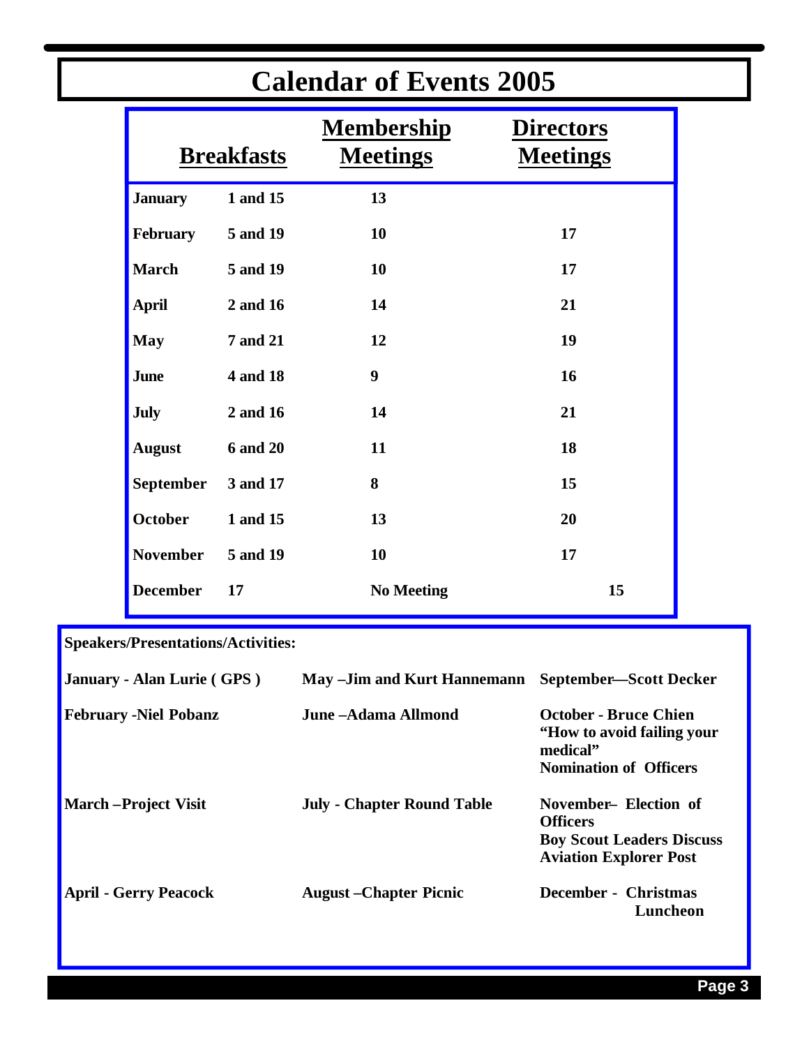# Calendar of Events 2005

| | Breakfasts | Membership Meetings | Directors Meetings |
|---|---|---|---|
| **January** | 1 and 15 | 13 | |
| **February** | 5 and 19 | 10 | 17 |
| **March** | 5 and 19 | 10 | 17 |
| **April** | 2 and 16 | 14 | 21 |
| **May** | 7 and 21 | 12 | 19 |
| **June** | 4 and 18 | 9 | 16 |
| **July** | 2 and 16 | 14 | 21 |
| **August** | 6 and 20 | 11 | 18 |
| **September** | 3 and 17 | 8 | 15 |
| **October** | 1 and 15 | 13 | 20 |
| **November** | 5 and 19 | 10 | 17 |
| **December** | 17 | No Meeting | 15 |

**Speakers/Presentations/Activities:**

**January - Alan Lurie ( GPS )**

**February -Niel Pobanz**

**March –Project Visit**

**April - Gerry Peacock**

**May –Jim and Kurt Hannemann**

**June –Adama Allmond**

**July - Chapter Round Table**

**August –Chapter Picnic**

**September—Scott Decker**

**October - Bruce Chien**
**"How to avoid failing your medical"**
**Nomination of Officers**

**November– Election of Officers**
**Boy Scout Leaders Discuss Aviation Explorer Post**

**December - Christmas Luncheon**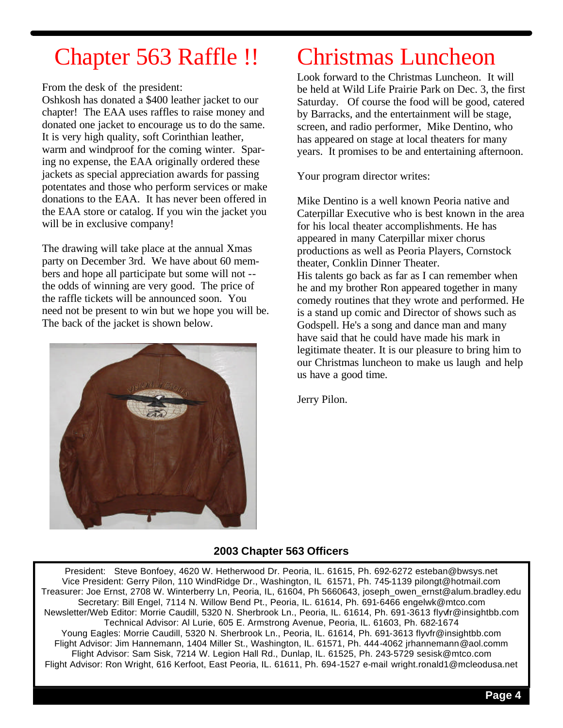# Chapter 563 Raffle !!

From the desk of the president:
Oshkosh has donated a $400 leather jacket to our chapter! The EAA uses raffles to raise money and donated one jacket to encourage us to do the same. It is very high quality, soft Corinthian leather, warm and windproof for the coming winter. Sparing no expense, the EAA originally ordered these jackets as special appreciation awards for passing potentates and those who perform services or make donations to the EAA. It has never been offered in the EAA store or catalog. If you win the jacket you will be in exclusive company!

The drawing will take place at the annual Xmas party on December 3rd. We have about 60 members and hope all participate but some will not -- the odds of winning are very good. The price of the raffle tickets will be announced soon. You need not be present to win but we hope you will be. The back of the jacket is shown below.

# Christmas Luncheon

Look forward to the Christmas Luncheon. It will be held at Wild Life Prairie Park on Dec. 3, the first Saturday. Of course the food will be good, catered by Barracks, and the entertainment will be stage, screen, and radio performer, Mike Dentino, who has appeared on stage at local theaters for many years. It promises to be and entertaining afternoon.

Your program director writes:

Mike Dentino is a well known Peoria native and Caterpillar Executive who is best known in the area for his local theater accomplishments. He has appeared in many Caterpillar mixer chorus productions as well as Peoria Players, Cornstock theater, Conklin Dinner Theater.
His talents go back as far as I can remember when he and my brother Ron appeared together in many comedy routines that they wrote and performed. He is a stand up comic and Director of shows such as Godspell. He's a song and dance man and many have said that he could have made his mark in legitimate theater. It is our pleasure to bring him to our Christmas luncheon to make us laugh and help us have a good time.

Jerry Pilon.

**2003 Chapter 563 Officers**

President: Steve Bonfoey, 4620 W. Hetherwood Dr. Peoria, IL. 61615, Ph. 692-6272 esteban@bwsys.net
Vice President: Gerry Pilon, 110 WindRidge Dr., Washington, IL 61571, Ph. 745-1139 pilongt@hotmail.com
Treasurer: Joe Ernst, 2708 W. Winterberry Ln, Peoria, IL, 61604, Ph 5660643, joseph_owen_ernst@alum.bradley.edu
Secretary: Bill Engel, 7114 N. Willow Bend Pt., Peoria, IL. 61614, Ph. 691-6466 engelwk@mtco.com
Newsletter/Web Editor: Morrie Caudill, 5320 N. Sherbrook Ln., Peoria, IL. 61614, Ph. 691-3613 flyvfr@insightbb.com
Technical Advisor: Al Lurie, 605 E. Armstrong Avenue, Peoria, IL. 61603, Ph. 682-1674
Young Eagles: Morrie Caudill, 5320 N. Sherbrook Ln., Peoria, IL. 61614, Ph. 691-3613 flyvfr@insightbb.com
Flight Advisor: Jim Hannemann, 1404 Miller St., Washington, IL. 61571, Ph. 444-4062 jrhannemann@aol.comm
Flight Advisor: Sam Sisk, 7214 W. Legion Hall Rd., Dunlap, IL. 61525, Ph. 243-5729 sesisk@mtco.com
Flight Advisor: Ron Wright, 616 Kerfoot, East Peoria, IL. 61611, Ph. 694-1527 e-mail wright.ronald1@mcleodusa.net